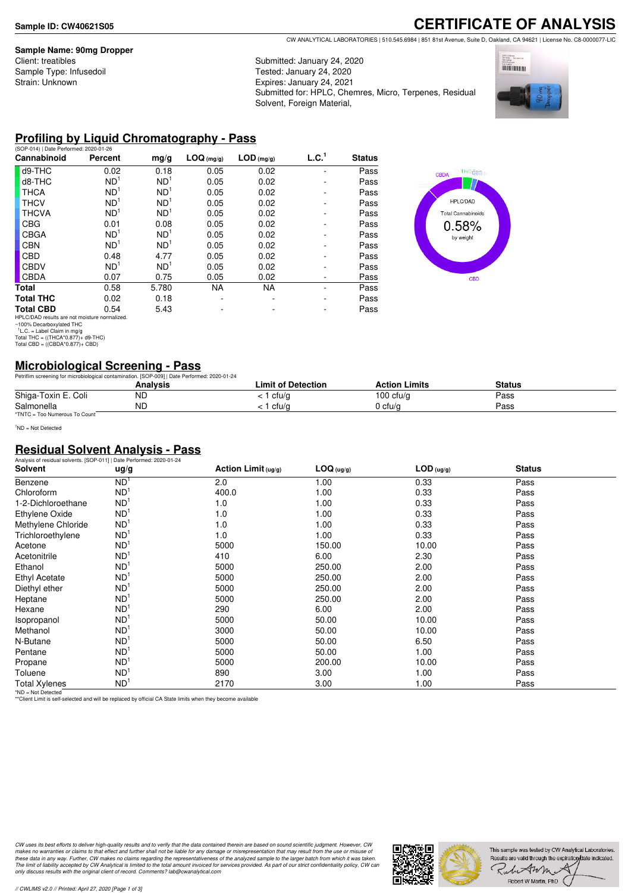**Sample ID: CW40621S05**

# CERTIFICATE OF ANALYSIS

CW ANALYTICAL LABORATORIES | 510.545.6984 | 851 81st Avenue, Suite D, Oakland, CA 94621 | License No. C8-0000077-LIC

**Sample Name: 90mg Dropper**
Client: treatibles
Sample Type: Infusedoil
Strain: Unknown

Submitted: January 24, 2020
Tested: January 24, 2020
Expires: January 24, 2021
Submitted for: HPLC, Chemres, Micro, Terpenes, Residual Solvent, Foreign Material,

## Profiling by Liquid Chromatography - Pass

(SOP-014) | Date Performed: 2020-01-26

| Cannabinoid | Percent | mg/g | LOQ (mg/g) | LOD (mg/g) | L.C.[1] | Status |
|---|---|---|---|---|---|---|
| d9-THC | 0.02 | 0.18 | 0.05 | 0.02 | - | Pass |
| d8-THC | ND[1] | ND[1] | 0.05 | 0.02 | - | Pass |
| THCA | ND[1] | ND[1] | 0.05 | 0.02 | - | Pass |
| THCV | ND[1] | ND[1] | 0.05 | 0.02 | - | Pass |
| THCVA | ND[1] | ND[1] | 0.05 | 0.02 | - | Pass |
| CBG | 0.01 | 0.08 | 0.05 | 0.02 | - | Pass |
| CBGA | ND[1] | ND[1] | 0.05 | 0.02 | - | Pass |
| CBN | ND[1] | ND[1] | 0.05 | 0.02 | - | Pass |
| CBD | 0.48 | 4.77 | 0.05 | 0.02 | - | Pass |
| CBDV | ND[1] | ND[1] | 0.05 | 0.02 | - | Pass |
| CBDA | 0.07 | 0.75 | 0.05 | 0.02 | - | Pass |
| **Total** | 0.58 | 5.780 | NA | NA | - | Pass |
| **Total THC** | 0.02 | 0.18 | - | - | - | Pass |
| **Total CBD** | 0.54 | 5.43 | - | - | - | Pass |

HPLC/DAD results are not moisture normalized.
~100% Decarboxylated THC
[1]L.C. = Label Claim in mg/g
Total THC = ((THCA*0.877)+ d9-THC)
Total CBD = ((CBDA*0.877)+ CBD)

HPLC/DAD Total Cannabinoids 0.58% by weight

## Microbiological Screening - Pass

Petrifilm screening for microbiological contamination. [SOP-009] | Date Performed: 2020-01-24

| | Analysis | Limit of Detection | Action Limits | Status |
|---|---|---|---|---|
| Shiga-Toxin E. Coli | ND | < 1 cfu/g | 100 cfu/g | Pass |
| Salmonella | ND | < 1 cfu/g | 0 cfu/g | Pass |

*TNTC = Too Numerous To Count

[1]ND = Not Detected

## Residual Solvent Analysis - Pass

Analysis of residual solvents. [SOP-011] | Date Performed: 2020-01-24

| Solvent | ug/g | Action Limit (ug/g) | LOQ (ug/g) | LOD (ug/g) | Status |
|---|---|---|---|---|---|
| Benzene | ND[1] | 2.0 | 1.00 | 0.33 | Pass |
| Chloroform | ND[1] | 400.0 | 1.00 | 0.33 | Pass |
| 1-2-Dichloroethane | ND[1] | 1.0 | 1.00 | 0.33 | Pass |
| Ethylene Oxide | ND[1] | 1.0 | 1.00 | 0.33 | Pass |
| Methylene Chloride | ND[1] | 1.0 | 1.00 | 0.33 | Pass |
| Trichloroethylene | ND[1] | 1.0 | 1.00 | 0.33 | Pass |
| Acetone | ND[1] | 5000 | 150.00 | 10.00 | Pass |
| Acetonitrile | ND[1] | 410 | 6.00 | 2.30 | Pass |
| Ethanol | ND[1] | 5000 | 250.00 | 2.00 | Pass |
| Ethyl Acetate | ND[1] | 5000 | 250.00 | 2.00 | Pass |
| Diethyl ether | ND[1] | 5000 | 250.00 | 2.00 | Pass |
| Heptane | ND[1] | 5000 | 250.00 | 2.00 | Pass |
| Hexane | ND[1] | 290 | 6.00 | 2.00 | Pass |
| Isopropanol | ND[1] | 5000 | 50.00 | 10.00 | Pass |
| Methanol | ND[1] | 3000 | 50.00 | 10.00 | Pass |
| N-Butane | ND[1] | 5000 | 50.00 | 6.50 | Pass |
| Pentane | ND[1] | 5000 | 50.00 | 1.00 | Pass |
| Propane | ND[1] | 5000 | 200.00 | 10.00 | Pass |
| Toluene | ND[1] | 890 | 3.00 | 1.00 | Pass |
| Total Xylenes | ND[1] | 2170 | 3.00 | 1.00 | Pass |

*ND = Not Detected
**Client Limit is self-selected and will be replaced by official CA State limits when they become available

*CW uses its best efforts to deliver high-quality results and to verify that the data contained therein are based on sound scientific judgment. However, CW makes no warranties or claims to that effect and further shall not be liable for any damage or misrepresentation that may result from the use or misuse of these data in any way. Further, CW makes no claims regarding the representativeness of the analyzed sample to the larger batch from which it was taken. The limit of liability accepted by CW Analytical is limited to the total amount invoiced for services provided. As part of our strict confidentiality policy, CW can only discuss results with the original client of record. Comments? lab@cwanalytical.com*

This sample was tested by CW Analytical Laboratories. Results are valid through the expiration date indicated.

Robert W Martin, PhD

// CWLIMS v2.0 // Printed: April 27, 2020 [Page 1 of 3]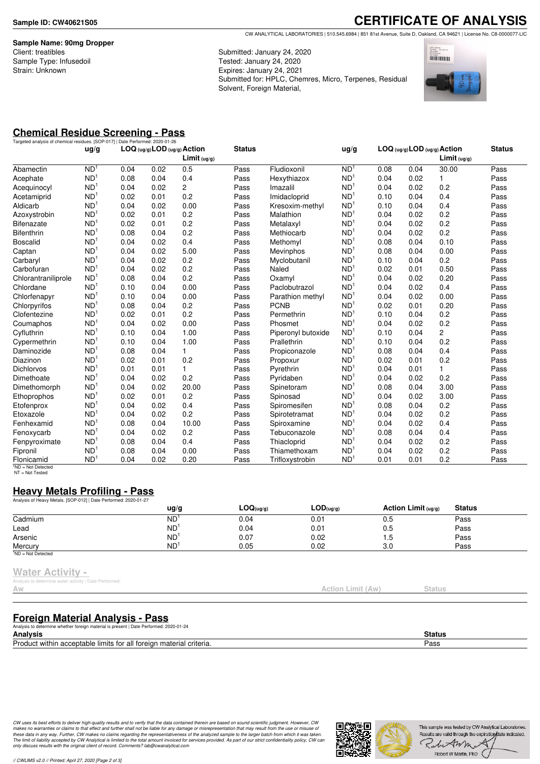**Sample ID: CW40621S05**

# CERTIFICATE OF ANALYSIS

CW ANALYTICAL LABORATORIES | 510.545.6984 | 851 81st Avenue, Suite D, Oakland, CA 94621 | License No. C8-0000077-LIC

**Sample Name: 90mg Dropper**
Client: treatibles
Sample Type: Infusedoil
Strain: Unknown

Submitted: January 24, 2020
Tested: January 24, 2020
Expires: January 24, 2021
Submitted for: HPLC, Chemres, Micro, Terpenes, Residual Solvent, Foreign Material,

## Chemical Residue Screening - Pass

Targeted analysis of chemical residues. [SOP-017] | Date Performed: 2020-01-26

| | ug/g | LOQ (ug/g) | LOD (ug/g) | Action Limit (ug/g) | Status | | ug/g | LOQ (ug/g) | LOD (ug/g) | Action Limit (ug/g) | Status |
|---|---|---|---|---|---|---|---|---|---|---|---|
| Abamectin | ND[1] | 0.04 | 0.02 | 0.5 | Pass | Fludioxonil | ND[1] | 0.08 | 0.04 | 30.00 | Pass |
| Acephate | ND[1] | 0.08 | 0.04 | 0.4 | Pass | Hexythiazox | ND[1] | 0.04 | 0.02 | 1 | Pass |
| Acequinocyl | ND[1] | 0.04 | 0.02 | 2 | Pass | Imazalil | ND[1] | 0.04 | 0.02 | 0.2 | Pass |
| Acetamiprid | ND[1] | 0.02 | 0.01 | 0.2 | Pass | Imidacloprid | ND[1] | 0.10 | 0.04 | 0.4 | Pass |
| Aldicarb | ND[1] | 0.04 | 0.02 | 0.00 | Pass | Kresoxim-methyl | ND[1] | 0.10 | 0.04 | 0.4 | Pass |
| Azoxystrobin | ND[1] | 0.02 | 0.01 | 0.2 | Pass | Malathion | ND[1] | 0.04 | 0.02 | 0.2 | Pass |
| Bifenazate | ND[1] | 0.02 | 0.01 | 0.2 | Pass | Metalaxyl | ND[1] | 0.04 | 0.02 | 0.2 | Pass |
| Bifenthrin | ND[1] | 0.08 | 0.04 | 0.2 | Pass | Methiocarb | ND[1] | 0.04 | 0.02 | 0.2 | Pass |
| Boscalid | ND[1] | 0.04 | 0.02 | 0.4 | Pass | Methomyl | ND[1] | 0.08 | 0.04 | 0.10 | Pass |
| Captan | ND[1] | 0.04 | 0.02 | 5.00 | Pass | Mevinphos | ND[1] | 0.08 | 0.04 | 0.00 | Pass |
| Carbaryl | ND[1] | 0.04 | 0.02 | 0.2 | Pass | Myclobutanil | ND[1] | 0.10 | 0.04 | 0.2 | Pass |
| Carbofuran | ND[1] | 0.04 | 0.02 | 0.2 | Pass | Naled | ND[1] | 0.02 | 0.01 | 0.50 | Pass |
| Chlorantraniliprole | ND[1] | 0.08 | 0.04 | 0.2 | Pass | Oxamyl | ND[1] | 0.04 | 0.02 | 0.20 | Pass |
| Chlordane | ND[1] | 0.10 | 0.04 | 0.00 | Pass | Paclobutrazol | ND[1] | 0.04 | 0.02 | 0.4 | Pass |
| Chlorfenapyr | ND[1] | 0.10 | 0.04 | 0.00 | Pass | Parathion methyl | ND[1] | 0.04 | 0.02 | 0.00 | Pass |
| Chlorpyrifos | ND[1] | 0.08 | 0.04 | 0.2 | Pass | PCNB | ND[1] | 0.02 | 0.01 | 0.20 | Pass |
| Clofentezine | ND[1] | 0.02 | 0.01 | 0.2 | Pass | Permethrin | ND[1] | 0.10 | 0.04 | 0.2 | Pass |
| Coumaphos | ND[1] | 0.04 | 0.02 | 0.00 | Pass | Phosmet | ND[1] | 0.04 | 0.02 | 0.2 | Pass |
| Cyfluthrin | ND[1] | 0.10 | 0.04 | 1.00 | Pass | Piperonyl butoxide | ND[1] | 0.10 | 0.04 | 2 | Pass |
| Cypermethrin | ND[1] | 0.10 | 0.04 | 1.00 | Pass | Prallethrin | ND[1] | 0.10 | 0.04 | 0.2 | Pass |
| Daminozide | ND[1] | 0.08 | 0.04 | 1 | Pass | Propiconazole | ND[1] | 0.08 | 0.04 | 0.4 | Pass |
| Diazinon | ND[1] | 0.02 | 0.01 | 0.2 | Pass | Propoxur | ND[1] | 0.02 | 0.01 | 0.2 | Pass |
| Dichlorvos | ND[1] | 0.01 | 0.01 | 1 | Pass | Pyrethrin | ND[1] | 0.04 | 0.01 | 1 | Pass |
| Dimethoate | ND[1] | 0.04 | 0.02 | 0.2 | Pass | Pyridaben | ND[1] | 0.04 | 0.02 | 0.2 | Pass |
| Dimethomorph | ND[1] | 0.04 | 0.02 | 20.00 | Pass | Spinetoram | ND[1] | 0.08 | 0.04 | 3.00 | Pass |
| Ethoprophos | ND[1] | 0.02 | 0.01 | 0.2 | Pass | Spinosad | ND[1] | 0.04 | 0.02 | 3.00 | Pass |
| Etofenprox | ND[1] | 0.04 | 0.02 | 0.4 | Pass | Spiromesifen | ND[1] | 0.08 | 0.04 | 0.2 | Pass |
| Etoxazole | ND[1] | 0.04 | 0.02 | 0.2 | Pass | Spirotetramat | ND[1] | 0.04 | 0.02 | 0.2 | Pass |
| Fenhexamid | ND[1] | 0.08 | 0.04 | 10.00 | Pass | Spiroxamine | ND[1] | 0.04 | 0.02 | 0.4 | Pass |
| Fenoxycarb | ND[1] | 0.04 | 0.02 | 0.2 | Pass | Tebuconazole | ND[1] | 0.08 | 0.04 | 0.4 | Pass |
| Fenpyroximate | ND[1] | 0.08 | 0.04 | 0.4 | Pass | Thiacloprid | ND[1] | 0.04 | 0.02 | 0.2 | Pass |
| Fipronil | ND[1] | 0.08 | 0.04 | 0.00 | Pass | Thiamethoxam | ND[1] | 0.04 | 0.02 | 0.2 | Pass |
| Flonicamid | ND[1] | 0.04 | 0.02 | 0.20 | Pass | Trifloxystrobin | ND[1] | 0.01 | 0.01 | 0.2 | Pass |

[1]ND = Not Detected
NT = Not Tested

## Heavy Metals Profiling - Pass

Analysis of Heavy Metals. [SOP-012] | Date Performed: 2020-01-27

| | ug/g | LOQ(ug/g) | LOD(ug/g) | Action Limit (ug/g) | Status |
|---|---|---|---|---|---|
| Cadmium | ND[1] | 0.04 | 0.01 | 0.5 | Pass |
| Lead | ND[1] | 0.04 | 0.01 | 0.5 | Pass |
| Arsenic | ND[1] | 0.07 | 0.02 | 1.5 | Pass |
| Mercury | ND[1] | 0.05 | 0.02 | 3.0 | Pass |

[1]ND = Not Detected

## Water Activity -

Analysis to determine water activity | Date Performed:

| Aw | Action Limit (Aw) | Status |
|---|---|---|

## Foreign Material Analysis - Pass

Analysis to determine whether foreign material is present | Date Performed: 2020-01-24

| Analysis | Status |
|---|---|
| Product within acceptable limits for all foreign material criteria. | Pass |

*CW uses its best efforts to deliver high-quality results and to verify that the data contained therein are based on sound scientific judgment. However, CW makes no warranties or claims to that effect and further shall not be liable for any damage or misrepresentation that may result from the use or misuse of these data in any way. Further, CW makes no claims regarding the representativeness of the analyzed sample to the larger batch from which it was taken. The limit of liability accepted by CW Analytical is limited to the total amount invoiced for services provided. As part of our strict confidentiality policy, CW can only discuss results with the original client of record. Comments? lab@cwanalytical.com*

This sample was tested by CW Analytical Laboratories. Results are valid through the expiration date indicated.
Robert W Martin, PhD

// CWLIMS v2.0 // Printed: April 27, 2020 [Page 2 of 3]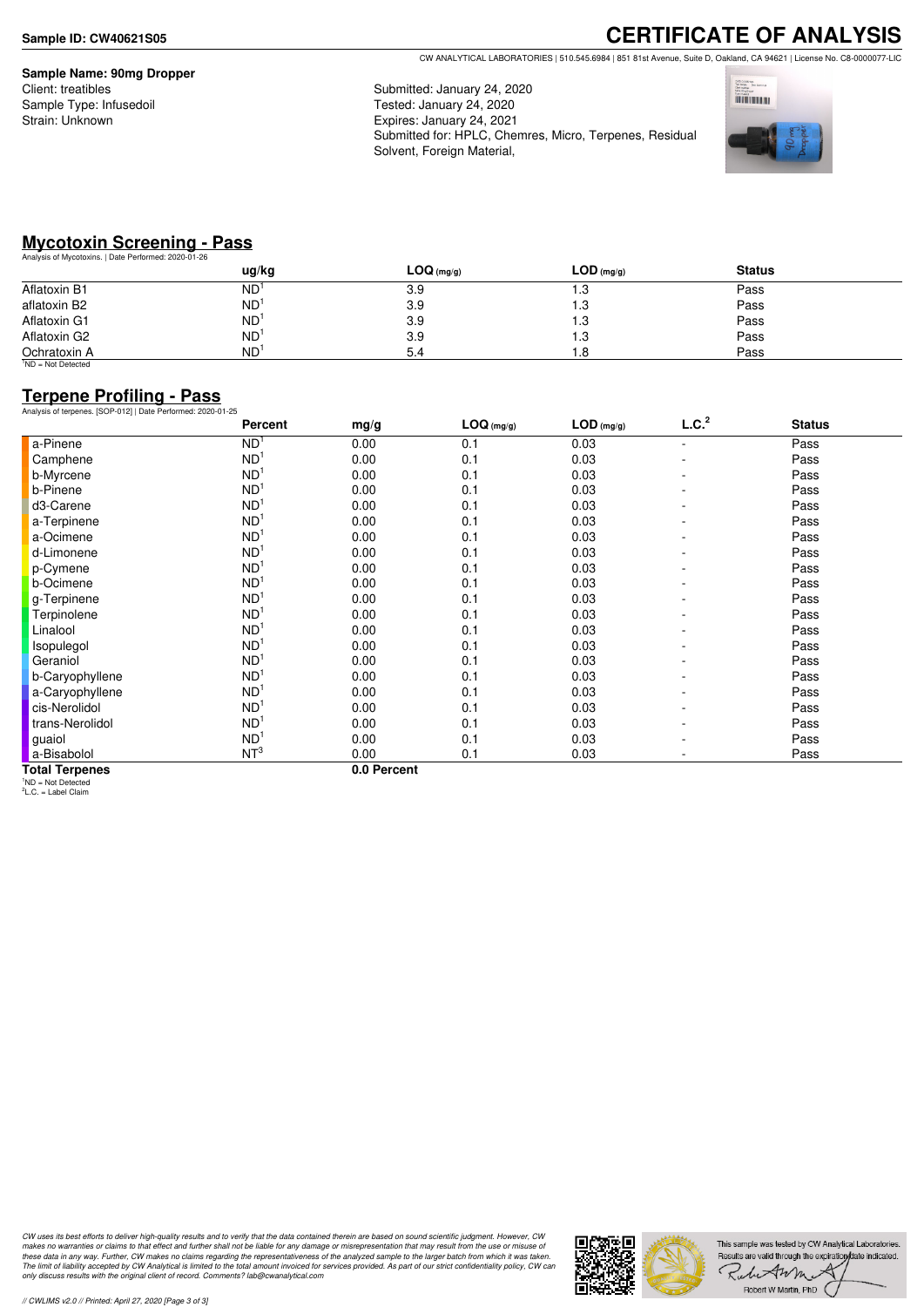**Sample ID: CW40621S05**

# CERTIFICATE OF ANALYSIS

CW ANALYTICAL LABORATORIES | 510.545.6984 | 851 81st Avenue, Suite D, Oakland, CA 94621 | License No. C8-0000077-LIC

**Sample Name: 90mg Dropper**
Client: treatibles
Sample Type: Infusedoil
Strain: Unknown

Submitted: January 24, 2020
Tested: January 24, 2020
Expires: January 24, 2021
Submitted for: HPLC, Chemres, Micro, Terpenes, Residual Solvent, Foreign Material,

## Mycotoxin Screening - Pass

Analysis of Mycotoxins. | Date Performed: 2020-01-26

| | ug/kg | LOQ (mg/g) | LOD (mg/g) | Status |
|---|---|---|---|---|
| Aflatoxin B1 | ND[1] | 3.9 | 1.3 | Pass |
| aflatoxin B2 | ND[1] | 3.9 | 1.3 | Pass |
| Aflatoxin G1 | ND[1] | 3.9 | 1.3 | Pass |
| Aflatoxin G2 | ND[1] | 3.9 | 1.3 | Pass |
| Ochratoxin A | ND[1] | 5.4 | 1.8 | Pass |

[1]ND = Not Detected

## Terpene Profiling - Pass

Analysis of terpenes. [SOP-012] | Date Performed: 2020-01-25

| | Percent | mg/g | LOQ (mg/g) | LOD (mg/g) | L.C.[2] | Status |
|---|---|---|---|---|---|---|
| a-Pinene | ND[1] | 0.00 | 0.1 | 0.03 | - | Pass |
| Camphene | ND[1] | 0.00 | 0.1 | 0.03 | - | Pass |
| b-Myrcene | ND[1] | 0.00 | 0.1 | 0.03 | - | Pass |
| b-Pinene | ND[1] | 0.00 | 0.1 | 0.03 | - | Pass |
| d3-Carene | ND[1] | 0.00 | 0.1 | 0.03 | - | Pass |
| a-Terpinene | ND[1] | 0.00 | 0.1 | 0.03 | - | Pass |
| a-Ocimene | ND[1] | 0.00 | 0.1 | 0.03 | - | Pass |
| d-Limonene | ND[1] | 0.00 | 0.1 | 0.03 | - | Pass |
| p-Cymene | ND[1] | 0.00 | 0.1 | 0.03 | - | Pass |
| b-Ocimene | ND[1] | 0.00 | 0.1 | 0.03 | - | Pass |
| g-Terpinene | ND[1] | 0.00 | 0.1 | 0.03 | - | Pass |
| Terpinolene | ND[1] | 0.00 | 0.1 | 0.03 | - | Pass |
| Linalool | ND[1] | 0.00 | 0.1 | 0.03 | - | Pass |
| Isopulegol | ND[1] | 0.00 | 0.1 | 0.03 | - | Pass |
| Geraniol | ND[1] | 0.00 | 0.1 | 0.03 | - | Pass |
| b-Caryophyllene | ND[1] | 0.00 | 0.1 | 0.03 | - | Pass |
| a-Caryophyllene | ND[1] | 0.00 | 0.1 | 0.03 | - | Pass |
| cis-Nerolidol | ND[1] | 0.00 | 0.1 | 0.03 | - | Pass |
| trans-Nerolidol | ND[1] | 0.00 | 0.1 | 0.03 | - | Pass |
| guaiol | ND[1] | 0.00 | 0.1 | 0.03 | - | Pass |
| a-Bisabolol | NT[3] | 0.00 | 0.1 | 0.03 | - | Pass |
| **Total Terpenes** | | **0.0 Percent** | | | | |

[1]ND = Not Detected
[2]L.C. = Label Claim

*CW uses its best efforts to deliver high-quality results and to verify that the data contained therein are based on sound scientific judgment. However, CW makes no warranties or claims to that effect and further shall not be liable for any damage or misrepresentation that may result from the use or misuse of these data in any way. Further, CW makes no claims regarding the representativeness of the analyzed sample to the larger batch from which it was taken. The limit of liability accepted by CW Analytical is limited to the total amount invoiced for services provided. As part of our strict confidentiality policy, CW can only discuss results with the original client of record. Comments? lab@cwanalytical.com*

This sample was tested by CW Analytical Laboratories. Results are valid through the expiration date indicated.

Robert W Martin, PhD

// CWLIMS v2.0 // Printed: April 27, 2020 [Page 3 of 3]